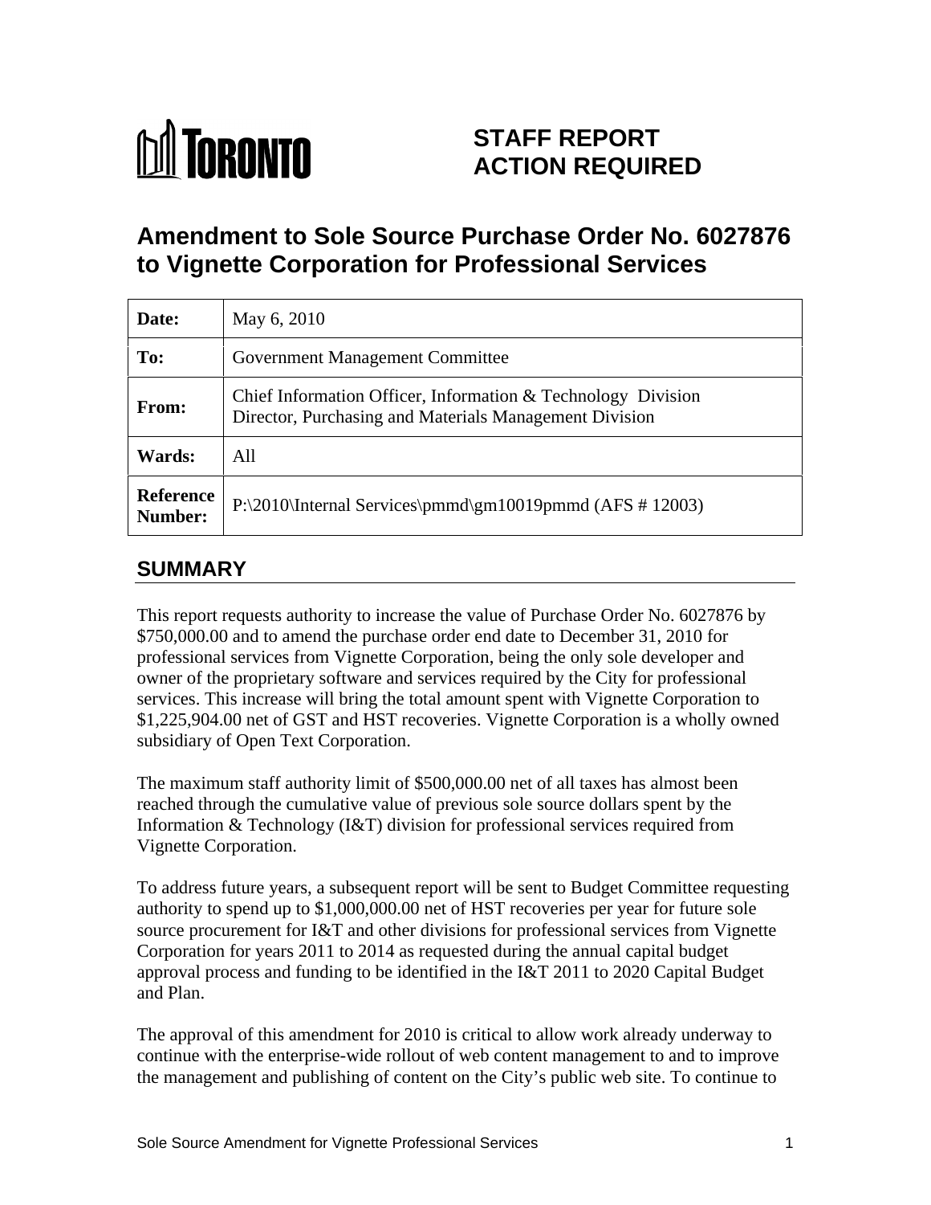# STAFF REPORT ACTION REQUIRED

## Amendment to Sole Source Purchase Order No. 6027876 to Vignette Corporation for Professional Services

| | |
|---|---|
| **Date:** | May 6, 2010 |
| **To:** | Government Management Committee |
| **From:** | Chief Information Officer, Information & Technology Division<br>Director, Purchasing and Materials Management Division |
| **Wards:** | All |
| **Reference Number:** | P:\2010\Internal Services\pmmd\gm10019pmmd (AFS # 12003) |

## SUMMARY

This report requests authority to increase the value of Purchase Order No. 6027876 by $750,000.00 and to amend the purchase order end date to December 31, 2010 for professional services from Vignette Corporation, being the only sole developer and owner of the proprietary software and services required by the City for professional services. This increase will bring the total amount spent with Vignette Corporation to $1,225,904.00 net of GST and HST recoveries. Vignette Corporation is a wholly owned subsidiary of Open Text Corporation.

The maximum staff authority limit of $500,000.00 net of all taxes has almost been reached through the cumulative value of previous sole source dollars spent by the Information & Technology (I&T) division for professional services required from Vignette Corporation.

To address future years, a subsequent report will be sent to Budget Committee requesting authority to spend up to $1,000,000.00 net of HST recoveries per year for future sole source procurement for I&T and other divisions for professional services from Vignette Corporation for years 2011 to 2014 as requested during the annual capital budget approval process and funding to be identified in the I&T 2011 to 2020 Capital Budget and Plan.

The approval of this amendment for 2010 is critical to allow work already underway to continue with the enterprise-wide rollout of web content management to and to improve the management and publishing of content on the City's public web site. To continue to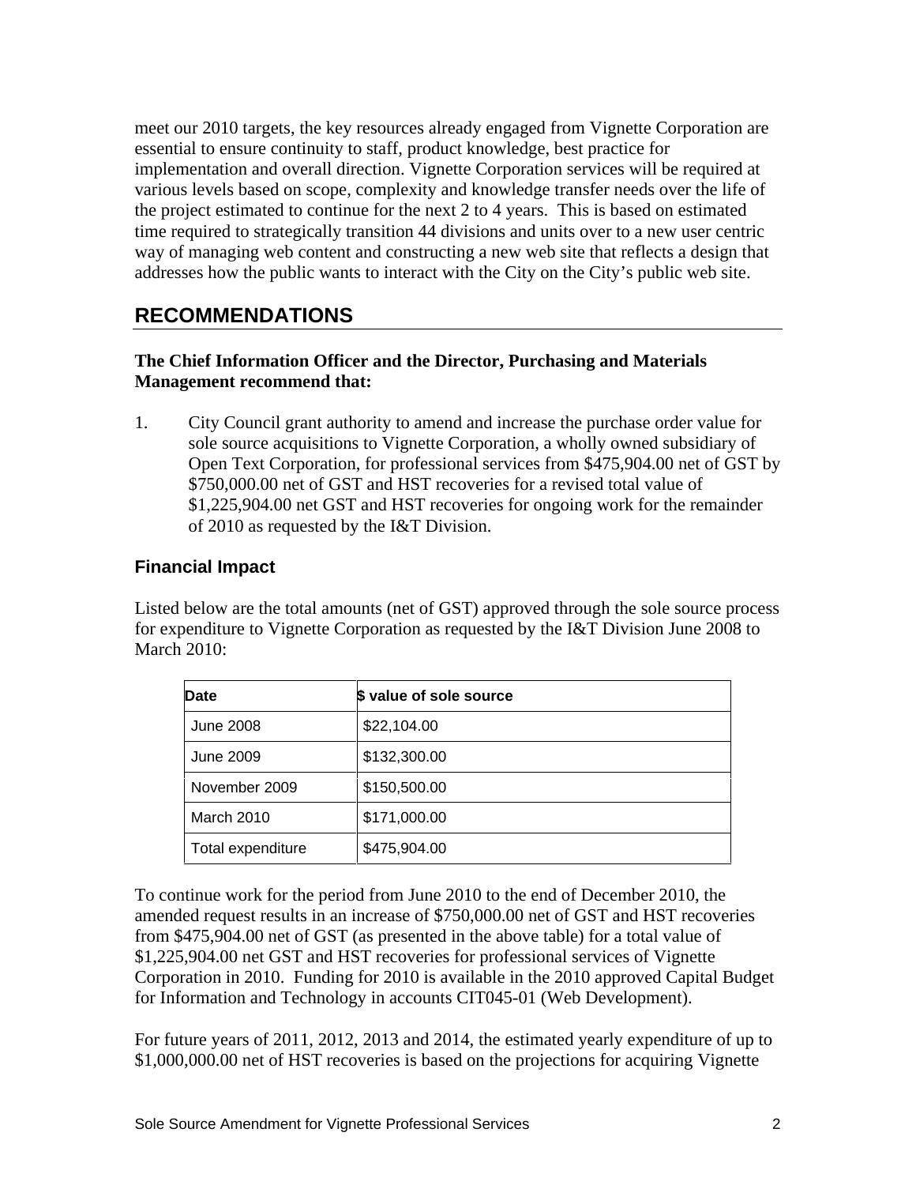meet our 2010 targets, the key resources already engaged from Vignette Corporation are essential to ensure continuity to staff, product knowledge, best practice for implementation and overall direction. Vignette Corporation services will be required at various levels based on scope, complexity and knowledge transfer needs over the life of the project estimated to continue for the next 2 to 4 years. This is based on estimated time required to strategically transition 44 divisions and units over to a new user centric way of managing web content and constructing a new web site that reflects a design that addresses how the public wants to interact with the City on the City's public web site.

## RECOMMENDATIONS

**The Chief Information Officer and the Director, Purchasing and Materials Management recommend that:**

1. City Council grant authority to amend and increase the purchase order value for sole source acquisitions to Vignette Corporation, a wholly owned subsidiary of Open Text Corporation, for professional services from $475,904.00 net of GST by $750,000.00 net of GST and HST recoveries for a revised total value of $1,225,904.00 net GST and HST recoveries for ongoing work for the remainder of 2010 as requested by the I&T Division.

### Financial Impact

Listed below are the total amounts (net of GST) approved through the sole source process for expenditure to Vignette Corporation as requested by the I&T Division June 2008 to March 2010:

| Date | $ value of sole source |
|---|---|
| June 2008 | $22,104.00 |
| June 2009 | $132,300.00 |
| November 2009 | $150,500.00 |
| March 2010 | $171,000.00 |
| Total expenditure | $475,904.00 |

To continue work for the period from June 2010 to the end of December 2010, the amended request results in an increase of $750,000.00 net of GST and HST recoveries from $475,904.00 net of GST (as presented in the above table) for a total value of $1,225,904.00 net GST and HST recoveries for professional services of Vignette Corporation in 2010. Funding for 2010 is available in the 2010 approved Capital Budget for Information and Technology in accounts CIT045-01 (Web Development).

For future years of 2011, 2012, 2013 and 2014, the estimated yearly expenditure of up to $1,000,000.00 net of HST recoveries is based on the projections for acquiring Vignette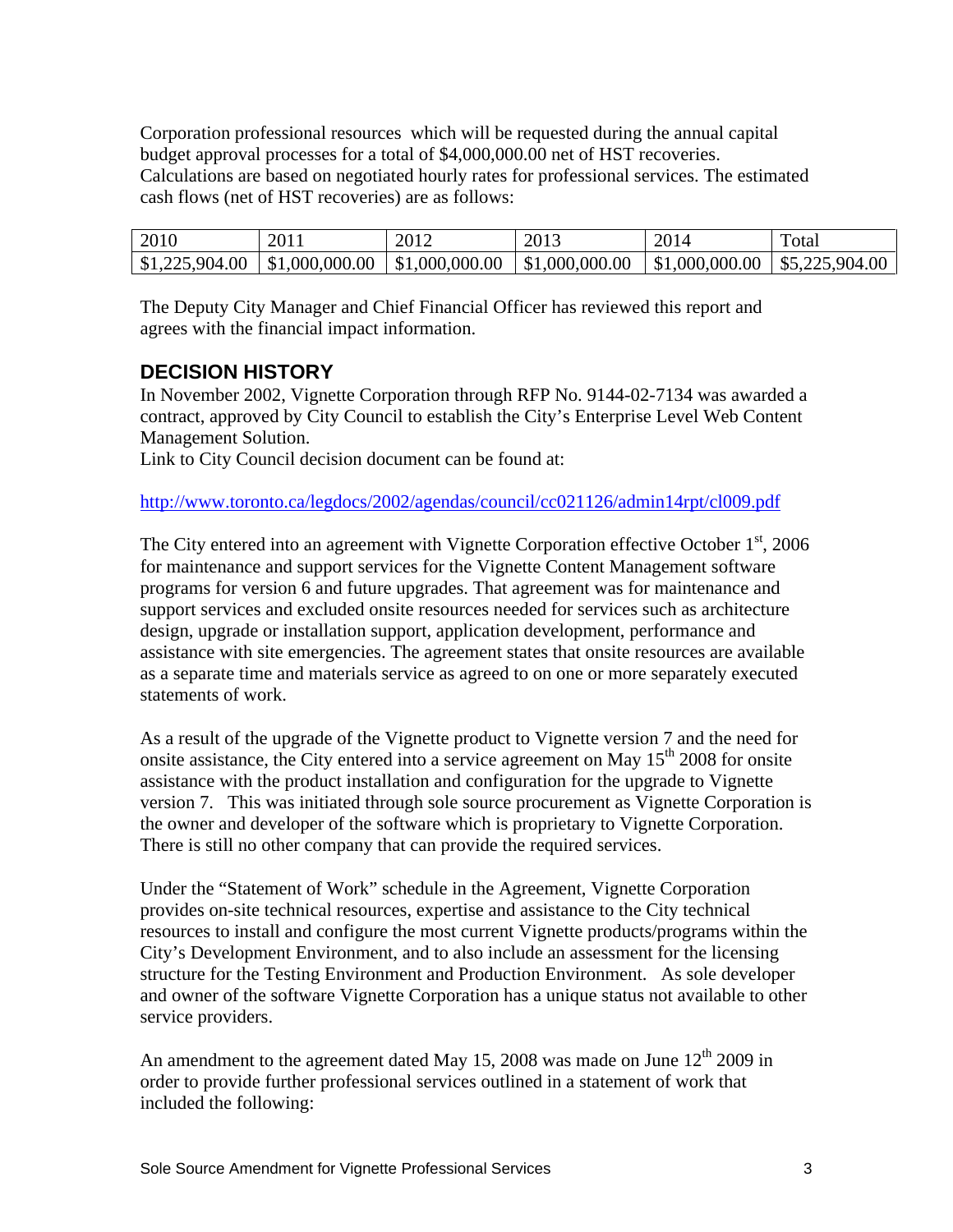Corporation professional resources which will be requested during the annual capital budget approval processes for a total of $4,000,000.00 net of HST recoveries. Calculations are based on negotiated hourly rates for professional services. The estimated cash flows (net of HST recoveries) are as follows:

| 2010 | 2011 | 2012 | 2013 | 2014 | Total |
|---|---|---|---|---|---|
| $1,225,904.00 | $1,000,000.00 | $1,000,000.00 | $1,000,000.00 | $1,000,000.00 | $5,225,904.00 |

The Deputy City Manager and Chief Financial Officer has reviewed this report and agrees with the financial impact information.

## DECISION HISTORY

In November 2002, Vignette Corporation through RFP No. 9144-02-7134 was awarded a contract, approved by City Council to establish the City's Enterprise Level Web Content Management Solution.
Link to City Council decision document can be found at:

http://www.toronto.ca/legdocs/2002/agendas/council/cc021126/admin14rpt/cl009.pdf

The City entered into an agreement with Vignette Corporation effective October 1st, 2006 for maintenance and support services for the Vignette Content Management software programs for version 6 and future upgrades. That agreement was for maintenance and support services and excluded onsite resources needed for services such as architecture design, upgrade or installation support, application development, performance and assistance with site emergencies. The agreement states that onsite resources are available as a separate time and materials service as agreed to on one or more separately executed statements of work.

As a result of the upgrade of the Vignette product to Vignette version 7 and the need for onsite assistance, the City entered into a service agreement on May 15th 2008 for onsite assistance with the product installation and configuration for the upgrade to Vignette version 7. This was initiated through sole source procurement as Vignette Corporation is the owner and developer of the software which is proprietary to Vignette Corporation. There is still no other company that can provide the required services.

Under the "Statement of Work" schedule in the Agreement, Vignette Corporation provides on-site technical resources, expertise and assistance to the City technical resources to install and configure the most current Vignette products/programs within the City's Development Environment, and to also include an assessment for the licensing structure for the Testing Environment and Production Environment. As sole developer and owner of the software Vignette Corporation has a unique status not available to other service providers.

An amendment to the agreement dated May 15, 2008 was made on June 12th 2009 in order to provide further professional services outlined in a statement of work that included the following: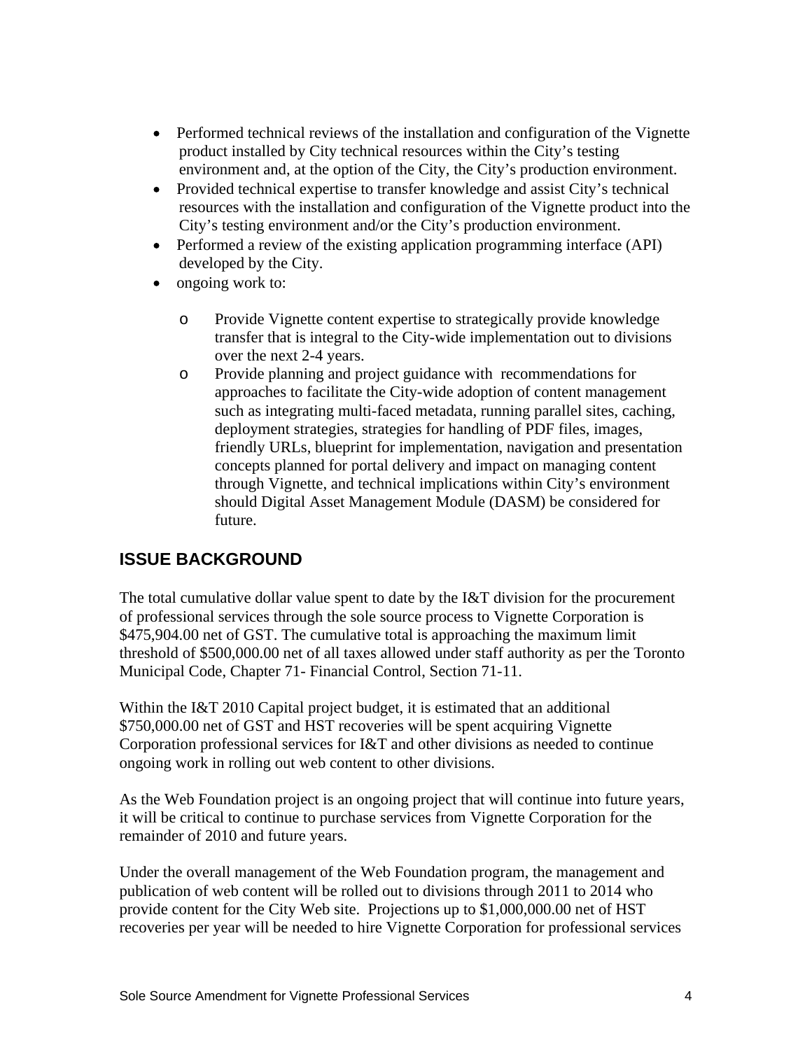- Performed technical reviews of the installation and configuration of the Vignette product installed by City technical resources within the City's testing environment and, at the option of the City, the City's production environment.
- Provided technical expertise to transfer knowledge and assist City's technical resources with the installation and configuration of the Vignette product into the City's testing environment and/or the City's production environment.
- Performed a review of the existing application programming interface (API) developed by the City.
- ongoing work to:
    - Provide Vignette content expertise to strategically provide knowledge transfer that is integral to the City-wide implementation out to divisions over the next 2-4 years.
    - Provide planning and project guidance with recommendations for approaches to facilitate the City-wide adoption of content management such as integrating multi-faced metadata, running parallel sites, caching, deployment strategies, strategies for handling of PDF files, images, friendly URLs, blueprint for implementation, navigation and presentation concepts planned for portal delivery and impact on managing content through Vignette, and technical implications within City's environment should Digital Asset Management Module (DASM) be considered for future.

## ISSUE BACKGROUND

The total cumulative dollar value spent to date by the I&T division for the procurement of professional services through the sole source process to Vignette Corporation is $475,904.00 net of GST. The cumulative total is approaching the maximum limit threshold of $500,000.00 net of all taxes allowed under staff authority as per the Toronto Municipal Code, Chapter 71- Financial Control, Section 71-11.

Within the I&T 2010 Capital project budget, it is estimated that an additional $750,000.00 net of GST and HST recoveries will be spent acquiring Vignette Corporation professional services for I&T and other divisions as needed to continue ongoing work in rolling out web content to other divisions.

As the Web Foundation project is an ongoing project that will continue into future years, it will be critical to continue to purchase services from Vignette Corporation for the remainder of 2010 and future years.

Under the overall management of the Web Foundation program, the management and publication of web content will be rolled out to divisions through 2011 to 2014 who provide content for the City Web site. Projections up to $1,000,000.00 net of HST recoveries per year will be needed to hire Vignette Corporation for professional services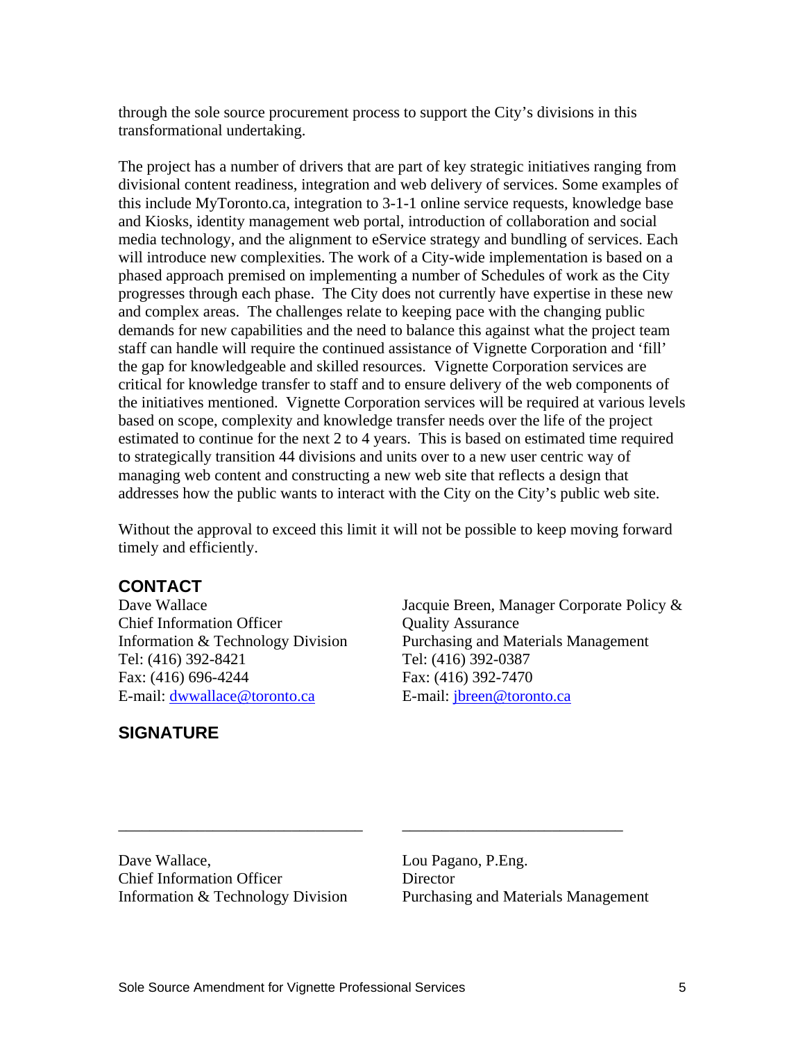through the sole source procurement process to support the City's divisions in this transformational undertaking.

The project has a number of drivers that are part of key strategic initiatives ranging from divisional content readiness, integration and web delivery of services. Some examples of this include MyToronto.ca, integration to 3-1-1 online service requests, knowledge base and Kiosks, identity management web portal, introduction of collaboration and social media technology, and the alignment to eService strategy and bundling of services. Each will introduce new complexities. The work of a City-wide implementation is based on a phased approach premised on implementing a number of Schedules of work as the City progresses through each phase. The City does not currently have expertise in these new and complex areas. The challenges relate to keeping pace with the changing public demands for new capabilities and the need to balance this against what the project team staff can handle will require the continued assistance of Vignette Corporation and 'fill' the gap for knowledgeable and skilled resources. Vignette Corporation services are critical for knowledge transfer to staff and to ensure delivery of the web components of the initiatives mentioned. Vignette Corporation services will be required at various levels based on scope, complexity and knowledge transfer needs over the life of the project estimated to continue for the next 2 to 4 years. This is based on estimated time required to strategically transition 44 divisions and units over to a new user centric way of managing web content and constructing a new web site that reflects a design that addresses how the public wants to interact with the City on the City's public web site.

Without the approval to exceed this limit it will not be possible to keep moving forward timely and efficiently.

## CONTACT

Dave Wallace
Chief Information Officer
Information & Technology Division
Tel: (416) 392-8421
Fax: (416) 696-4244
E-mail: dwwallace@toronto.ca

Jacquie Breen, Manager Corporate Policy & Quality Assurance
Purchasing and Materials Management
Tel: (416) 392-0387
Fax: (416) 392-7470
E-mail: jbreen@toronto.ca

## SIGNATURE

_______________________________

Dave Wallace,
Chief Information Officer
Information & Technology Division

_______________________________

Lou Pagano, P.Eng.
Director
Purchasing and Materials Management